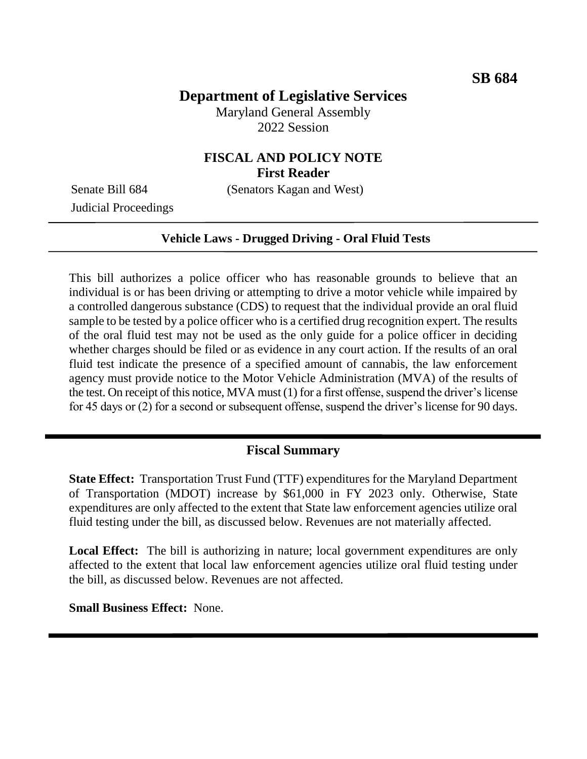**SB 684**

# Department of Legislative Services

Maryland General Assembly
2022 Session

## FISCAL AND POLICY NOTE
**First Reader**

Senate Bill 684 (Senators Kagan and West)
Judicial Proceedings

---

**Vehicle Laws - Drugged Driving - Oral Fluid Tests**

---

This bill authorizes a police officer who has reasonable grounds to believe that an individual is or has been driving or attempting to drive a motor vehicle while impaired by a controlled dangerous substance (CDS) to request that the individual provide an oral fluid sample to be tested by a police officer who is a certified drug recognition expert. The results of the oral fluid test may not be used as the only guide for a police officer in deciding whether charges should be filed or as evidence in any court action. If the results of an oral fluid test indicate the presence of a specified amount of cannabis, the law enforcement agency must provide notice to the Motor Vehicle Administration (MVA) of the results of the test. On receipt of this notice, MVA must (1) for a first offense, suspend the driver's license for 45 days or (2) for a second or subsequent offense, suspend the driver's license for 90 days.

---

## Fiscal Summary

**State Effect:** Transportation Trust Fund (TTF) expenditures for the Maryland Department of Transportation (MDOT) increase by $61,000 in FY 2023 only. Otherwise, State expenditures are only affected to the extent that State law enforcement agencies utilize oral fluid testing under the bill, as discussed below. Revenues are not materially affected.

**Local Effect:** The bill is authorizing in nature; local government expenditures are only affected to the extent that local law enforcement agencies utilize oral fluid testing under the bill, as discussed below. Revenues are not affected.

**Small Business Effect:** None.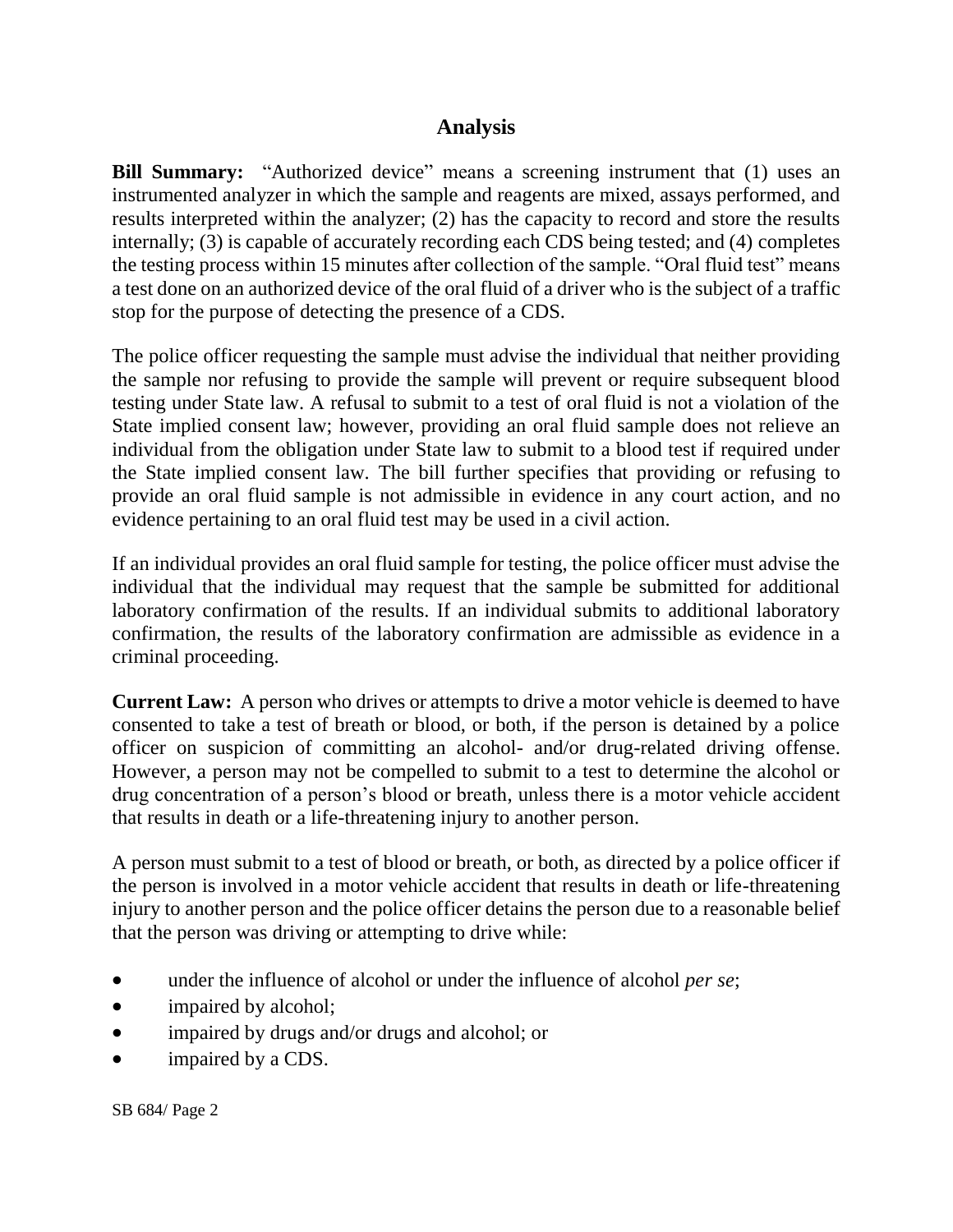## Analysis

**Bill Summary:** "Authorized device" means a screening instrument that (1) uses an instrumented analyzer in which the sample and reagents are mixed, assays performed, and results interpreted within the analyzer; (2) has the capacity to record and store the results internally; (3) is capable of accurately recording each CDS being tested; and (4) completes the testing process within 15 minutes after collection of the sample. "Oral fluid test" means a test done on an authorized device of the oral fluid of a driver who is the subject of a traffic stop for the purpose of detecting the presence of a CDS.

The police officer requesting the sample must advise the individual that neither providing the sample nor refusing to provide the sample will prevent or require subsequent blood testing under State law. A refusal to submit to a test of oral fluid is not a violation of the State implied consent law; however, providing an oral fluid sample does not relieve an individual from the obligation under State law to submit to a blood test if required under the State implied consent law. The bill further specifies that providing or refusing to provide an oral fluid sample is not admissible in evidence in any court action, and no evidence pertaining to an oral fluid test may be used in a civil action.

If an individual provides an oral fluid sample for testing, the police officer must advise the individual that the individual may request that the sample be submitted for additional laboratory confirmation of the results. If an individual submits to additional laboratory confirmation, the results of the laboratory confirmation are admissible as evidence in a criminal proceeding.

**Current Law:** A person who drives or attempts to drive a motor vehicle is deemed to have consented to take a test of breath or blood, or both, if the person is detained by a police officer on suspicion of committing an alcohol- and/or drug-related driving offense. However, a person may not be compelled to submit to a test to determine the alcohol or drug concentration of a person's blood or breath, unless there is a motor vehicle accident that results in death or a life-threatening injury to another person.

A person must submit to a test of blood or breath, or both, as directed by a police officer if the person is involved in a motor vehicle accident that results in death or life-threatening injury to another person and the police officer detains the person due to a reasonable belief that the person was driving or attempting to drive while:

- under the influence of alcohol or under the influence of alcohol *per se*;
- impaired by alcohol;
- impaired by drugs and/or drugs and alcohol; or
- impaired by a CDS.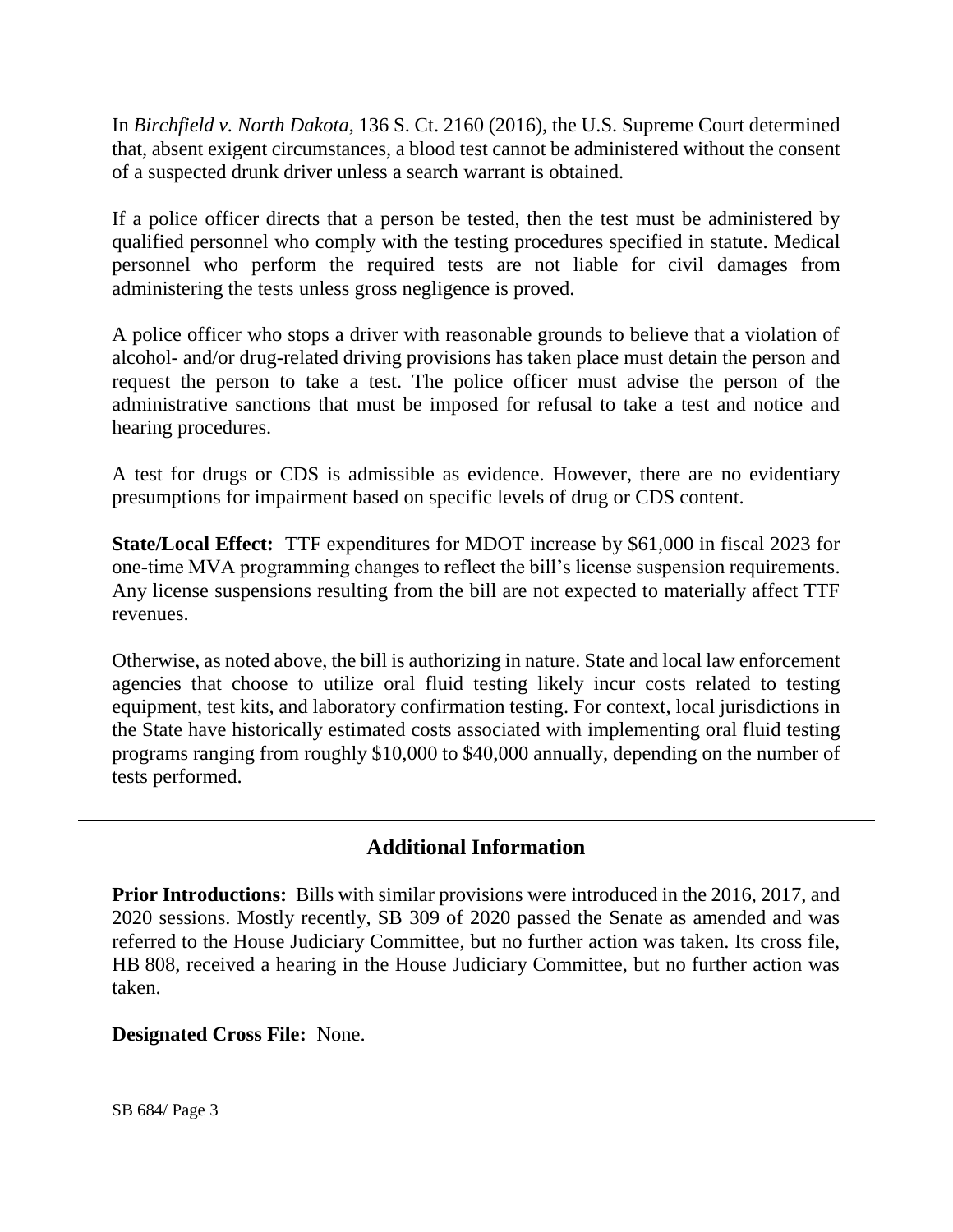In *Birchfield v. North Dakota*, 136 S. Ct. 2160 (2016), the U.S. Supreme Court determined that, absent exigent circumstances, a blood test cannot be administered without the consent of a suspected drunk driver unless a search warrant is obtained.

If a police officer directs that a person be tested, then the test must be administered by qualified personnel who comply with the testing procedures specified in statute. Medical personnel who perform the required tests are not liable for civil damages from administering the tests unless gross negligence is proved.

A police officer who stops a driver with reasonable grounds to believe that a violation of alcohol- and/or drug-related driving provisions has taken place must detain the person and request the person to take a test. The police officer must advise the person of the administrative sanctions that must be imposed for refusal to take a test and notice and hearing procedures.

A test for drugs or CDS is admissible as evidence. However, there are no evidentiary presumptions for impairment based on specific levels of drug or CDS content.

**State/Local Effect:** TTF expenditures for MDOT increase by $61,000 in fiscal 2023 for one-time MVA programming changes to reflect the bill's license suspension requirements. Any license suspensions resulting from the bill are not expected to materially affect TTF revenues.

Otherwise, as noted above, the bill is authorizing in nature. State and local law enforcement agencies that choose to utilize oral fluid testing likely incur costs related to testing equipment, test kits, and laboratory confirmation testing. For context, local jurisdictions in the State have historically estimated costs associated with implementing oral fluid testing programs ranging from roughly $10,000 to $40,000 annually, depending on the number of tests performed.

## Additional Information

**Prior Introductions:** Bills with similar provisions were introduced in the 2016, 2017, and 2020 sessions. Mostly recently, SB 309 of 2020 passed the Senate as amended and was referred to the House Judiciary Committee, but no further action was taken. Its cross file, HB 808, received a hearing in the House Judiciary Committee, but no further action was taken.

**Designated Cross File:** None.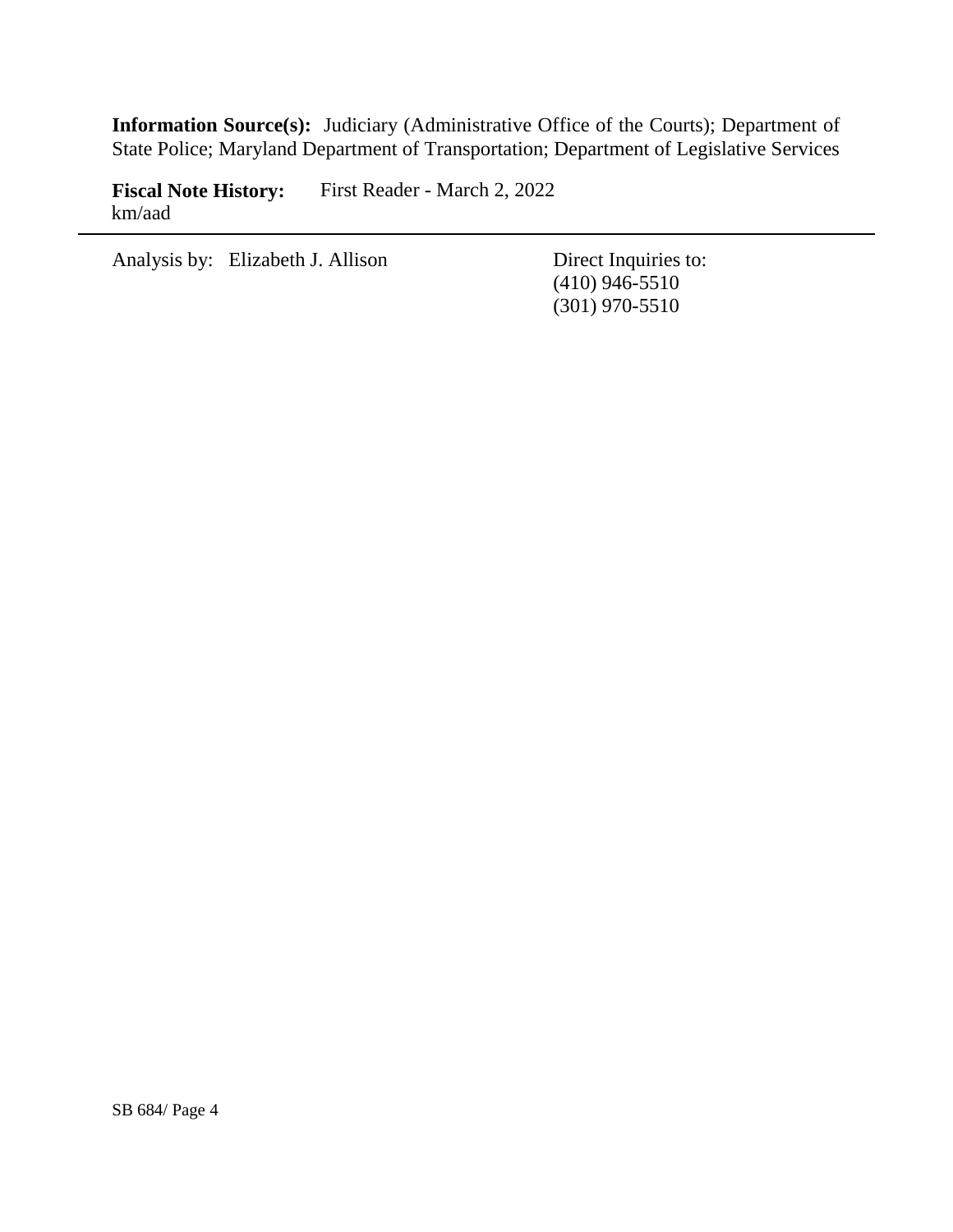**Information Source(s):** Judiciary (Administrative Office of the Courts); Department of State Police; Maryland Department of Transportation; Department of Legislative Services

**Fiscal Note History:** First Reader - March 2, 2022
km/aad

---

Analysis by: Elizabeth J. Allison

Direct Inquiries to:
(410) 946-5510
(301) 970-5510